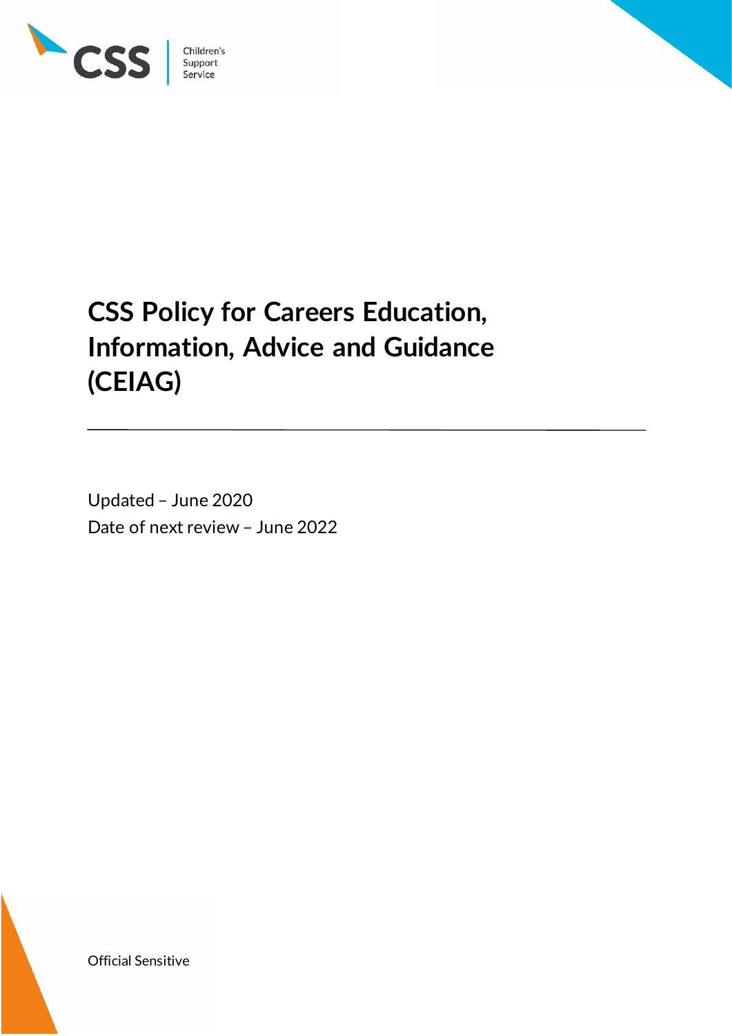CSS Children's Support Service

# CSS Policy for Careers Education, Information, Advice and Guidance (CEIAG)

---

Updated – June 2020
Date of next review – June 2022

Official Sensitive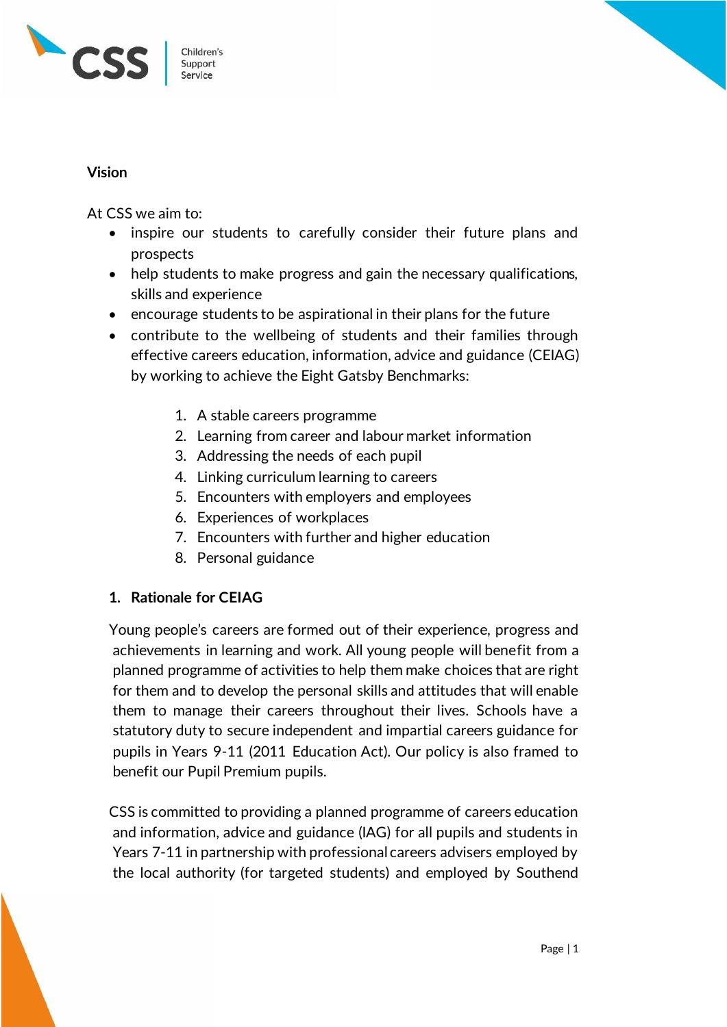## Vision

At CSS we aim to:

- inspire our students to carefully consider their future plans and prospects
- help students to make progress and gain the necessary qualifications, skills and experience
- encourage students to be aspirational in their plans for the future
- contribute to the wellbeing of students and their families through effective careers education, information, advice and guidance (CEIAG) by working to achieve the Eight Gatsby Benchmarks:

    1. A stable careers programme
    2. Learning from career and labour market information
    3. Addressing the needs of each pupil
    4. Linking curriculum learning to careers
    5. Encounters with employers and employees
    6. Experiences of workplaces
    7. Encounters with further and higher education
    8. Personal guidance

## 1. Rationale for CEIAG

Young people's careers are formed out of their experience, progress and achievements in learning and work. All young people will benefit from a planned programme of activities to help them make choices that are right for them and to develop the personal skills and attitudes that will enable them to manage their careers throughout their lives. Schools have a statutory duty to secure independent and impartial careers guidance for pupils in Years 9-11 (2011 Education Act). Our policy is also framed to benefit our Pupil Premium pupils.

CSS is committed to providing a planned programme of careers education and information, advice and guidance (IAG) for all pupils and students in Years 7-11 in partnership with professional careers advisers employed by the local authority (for targeted students) and employed by Southend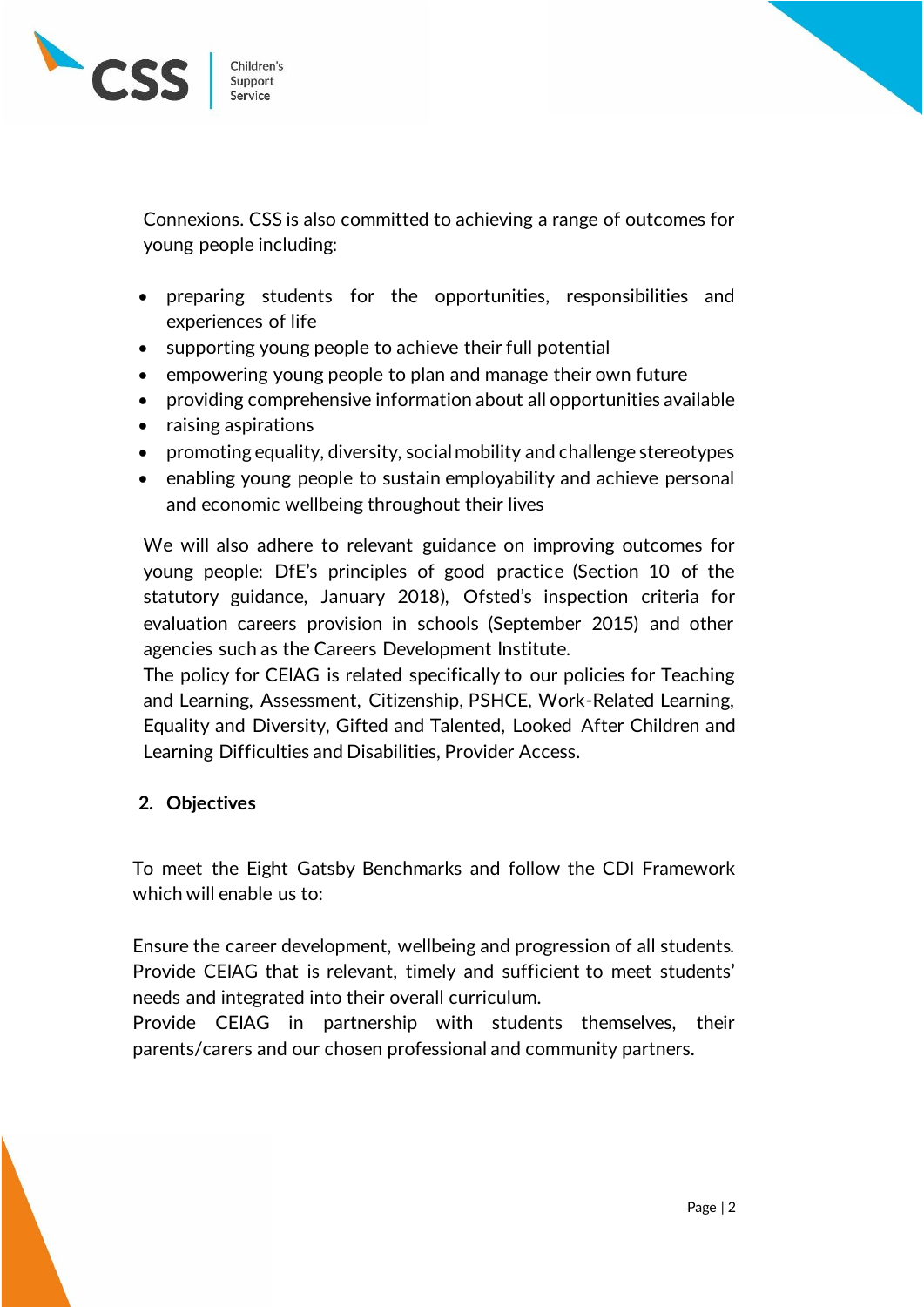Connexions. CSS is also committed to achieving a range of outcomes for young people including:

- preparing students for the opportunities, responsibilities and experiences of life
- supporting young people to achieve their full potential
- empowering young people to plan and manage their own future
- providing comprehensive information about all opportunities available
- raising aspirations
- promoting equality, diversity, social mobility and challenge stereotypes
- enabling young people to sustain employability and achieve personal and economic wellbeing throughout their lives

We will also adhere to relevant guidance on improving outcomes for young people: DfE's principles of good practice (Section 10 of the statutory guidance, January 2018), Ofsted's inspection criteria for evaluation careers provision in schools (September 2015) and other agencies such as the Careers Development Institute.
The policy for CEIAG is related specifically to our policies for Teaching and Learning, Assessment, Citizenship, PSHCE, Work-Related Learning, Equality and Diversity, Gifted and Talented, Looked After Children and Learning Difficulties and Disabilities, Provider Access.

## 2. Objectives

To meet the Eight Gatsby Benchmarks and follow the CDI Framework which will enable us to:

Ensure the career development, wellbeing and progression of all students.
Provide CEIAG that is relevant, timely and sufficient to meet students' needs and integrated into their overall curriculum.
Provide CEIAG in partnership with students themselves, their parents/carers and our chosen professional and community partners.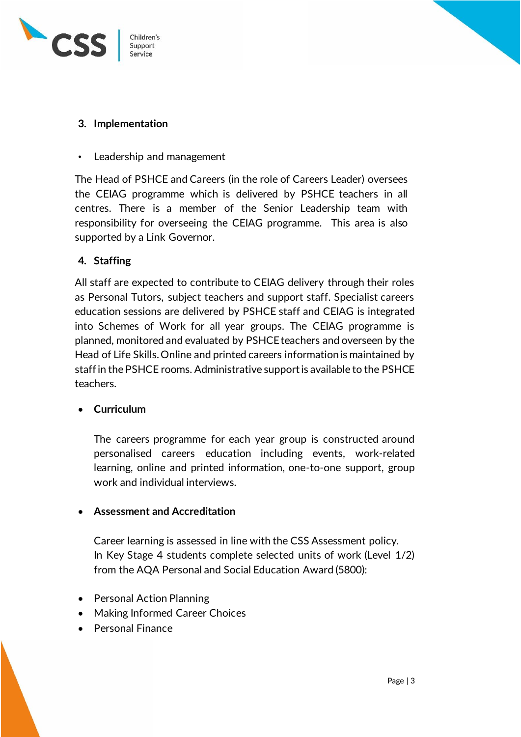## 3. Implementation

- Leadership and management

The Head of PSHCE and Careers (in the role of Careers Leader) oversees the CEIAG programme which is delivered by PSHCE teachers in all centres. There is a member of the Senior Leadership team with responsibility for overseeing the CEIAG programme. This area is also supported by a Link Governor.

## 4. Staffing

All staff are expected to contribute to CEIAG delivery through their roles as Personal Tutors, subject teachers and support staff. Specialist careers education sessions are delivered by PSHCE staff and CEIAG is integrated into Schemes of Work for all year groups. The CEIAG programme is planned, monitored and evaluated by PSHCE teachers and overseen by the Head of Life Skills. Online and printed careers information is maintained by staff in the PSHCE rooms. Administrative support is available to the PSHCE teachers.

- **Curriculum**

  The careers programme for each year group is constructed around personalised careers education including events, work-related learning, online and printed information, one-to-one support, group work and individual interviews.

- **Assessment and Accreditation**

  Career learning is assessed in line with the CSS Assessment policy. In Key Stage 4 students complete selected units of work (Level 1/2) from the AQA Personal and Social Education Award (5800):

- Personal Action Planning
- Making Informed Career Choices
- Personal Finance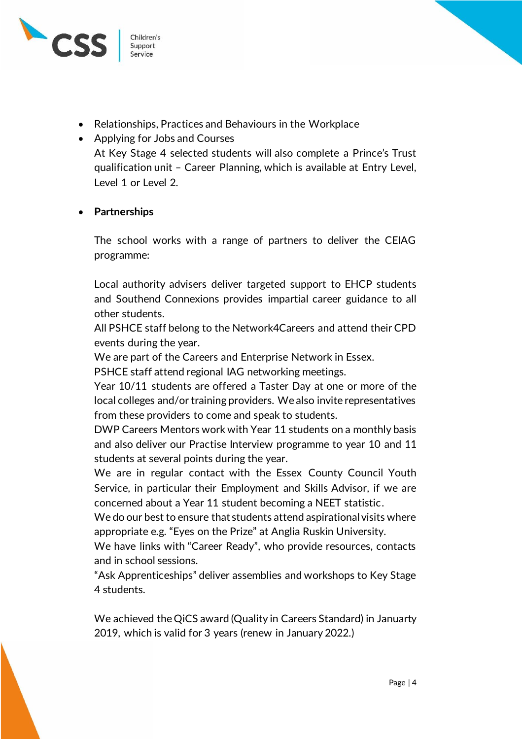- Relationships, Practices and Behaviours in the Workplace
- Applying for Jobs and Courses

  At Key Stage 4 selected students will also complete a Prince's Trust qualification unit – Career Planning, which is available at Entry Level, Level 1 or Level 2.

- **Partnerships**

  The school works with a range of partners to deliver the CEIAG programme:

  Local authority advisers deliver targeted support to EHCP students and Southend Connexions provides impartial career guidance to all other students.
  All PSHCE staff belong to the Network4Careers and attend their CPD events during the year.
  We are part of the Careers and Enterprise Network in Essex.
  PSHCE staff attend regional IAG networking meetings.
  Year 10/11 students are offered a Taster Day at one or more of the local colleges and/or training providers. We also invite representatives from these providers to come and speak to students.
  DWP Careers Mentors work with Year 11 students on a monthly basis and also deliver our Practise Interview programme to year 10 and 11 students at several points during the year.
  We are in regular contact with the Essex County Council Youth Service, in particular their Employment and Skills Advisor, if we are concerned about a Year 11 student becoming a NEET statistic.
  We do our best to ensure that students attend aspirational visits where appropriate e.g. "Eyes on the Prize" at Anglia Ruskin University.
  We have links with "Career Ready", who provide resources, contacts and in school sessions.
  "Ask Apprenticeships" deliver assemblies and workshops to Key Stage 4 students.

  We achieved the QiCS award (Quality in Careers Standard) in Januarty 2019, which is valid for 3 years (renew in January 2022.)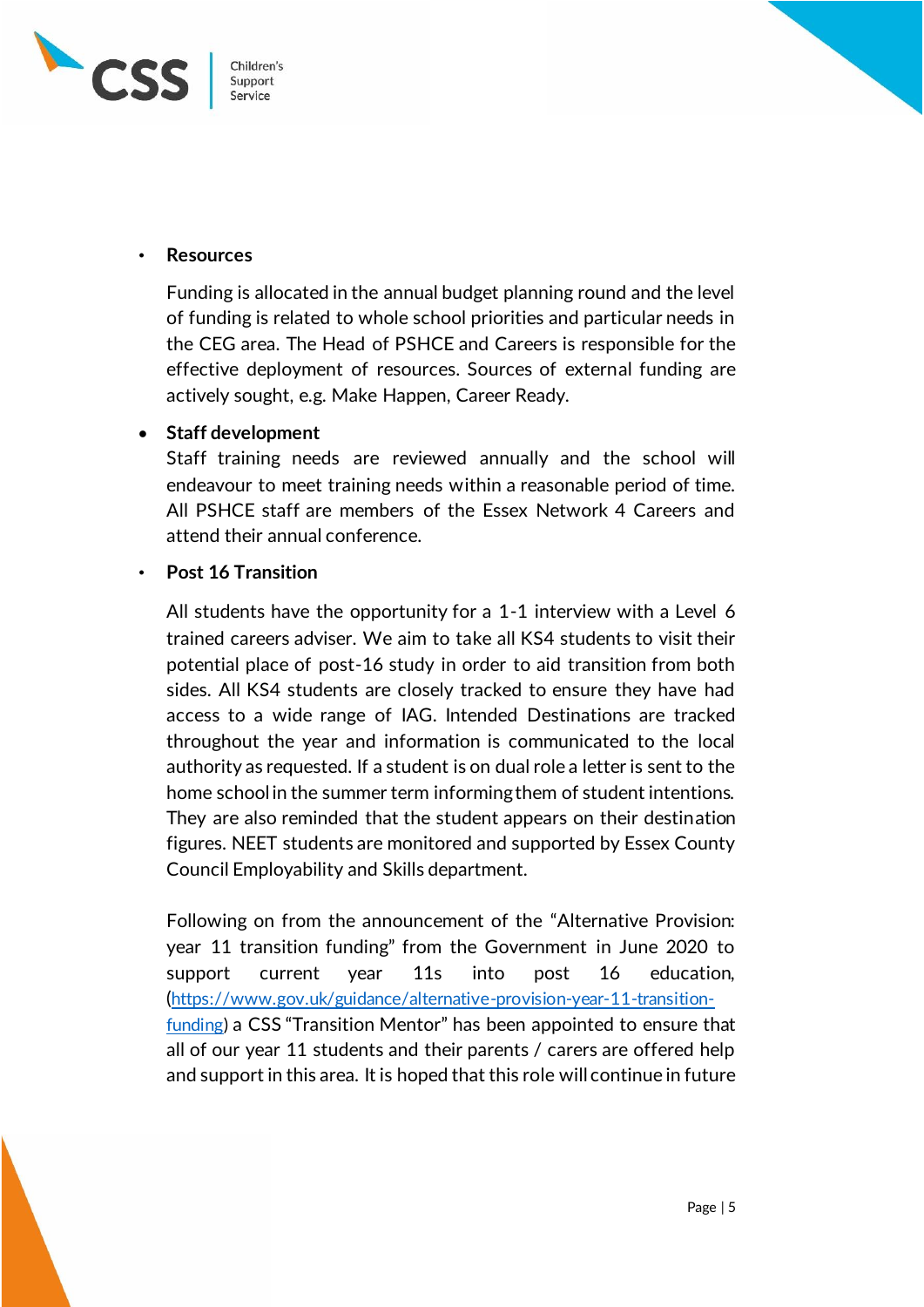- **Resources**

  Funding is allocated in the annual budget planning round and the level of funding is related to whole school priorities and particular needs in the CEG area. The Head of PSHCE and Careers is responsible for the effective deployment of resources. Sources of external funding are actively sought, e.g. Make Happen, Career Ready.

- **Staff development**

  Staff training needs are reviewed annually and the school will endeavour to meet training needs within a reasonable period of time. All PSHCE staff are members of the Essex Network 4 Careers and attend their annual conference.

- **Post 16 Transition**

  All students have the opportunity for a 1-1 interview with a Level 6 trained careers adviser. We aim to take all KS4 students to visit their potential place of post-16 study in order to aid transition from both sides. All KS4 students are closely tracked to ensure they have had access to a wide range of IAG. Intended Destinations are tracked throughout the year and information is communicated to the local authority as requested. If a student is on dual role a letter is sent to the home school in the summer term informing them of student intentions. They are also reminded that the student appears on their destination figures. NEET students are monitored and supported by Essex County Council Employability and Skills department.

  Following on from the announcement of the "Alternative Provision: year 11 transition funding" from the Government in June 2020 to support current year 11s into post 16 education, ([https://www.gov.uk/guidance/alternative-provision-year-11-transition-funding](https://www.gov.uk/guidance/alternative-provision-year-11-transition-funding)) a CSS "Transition Mentor" has been appointed to ensure that all of our year 11 students and their parents / carers are offered help and support in this area. It is hoped that this role will continue in future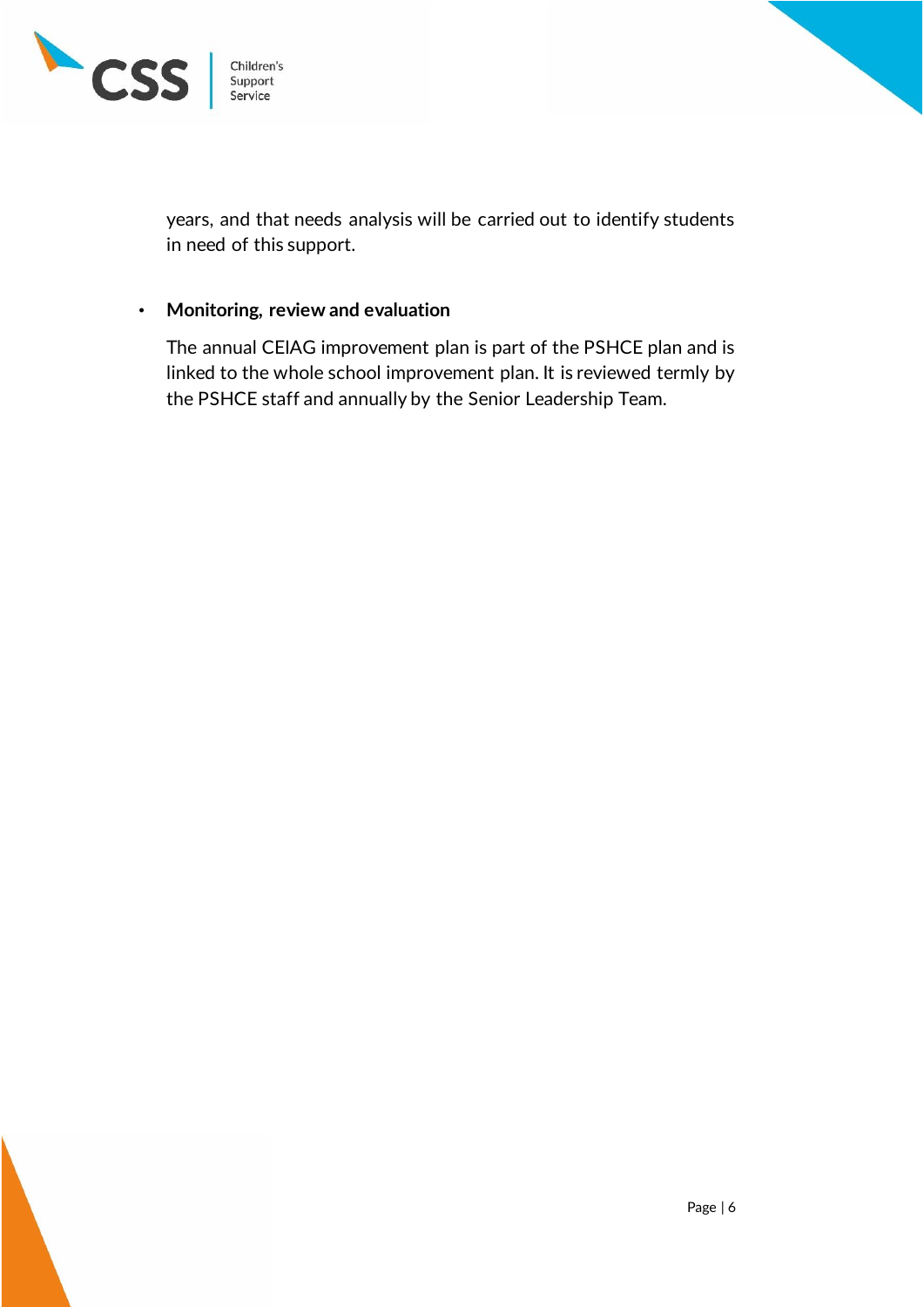years, and that needs analysis will be carried out to identify students in need of this support.

- **Monitoring, review and evaluation**

  The annual CEIAG improvement plan is part of the PSHCE plan and is linked to the whole school improvement plan. It is reviewed termly by the PSHCE staff and annually by the Senior Leadership Team.